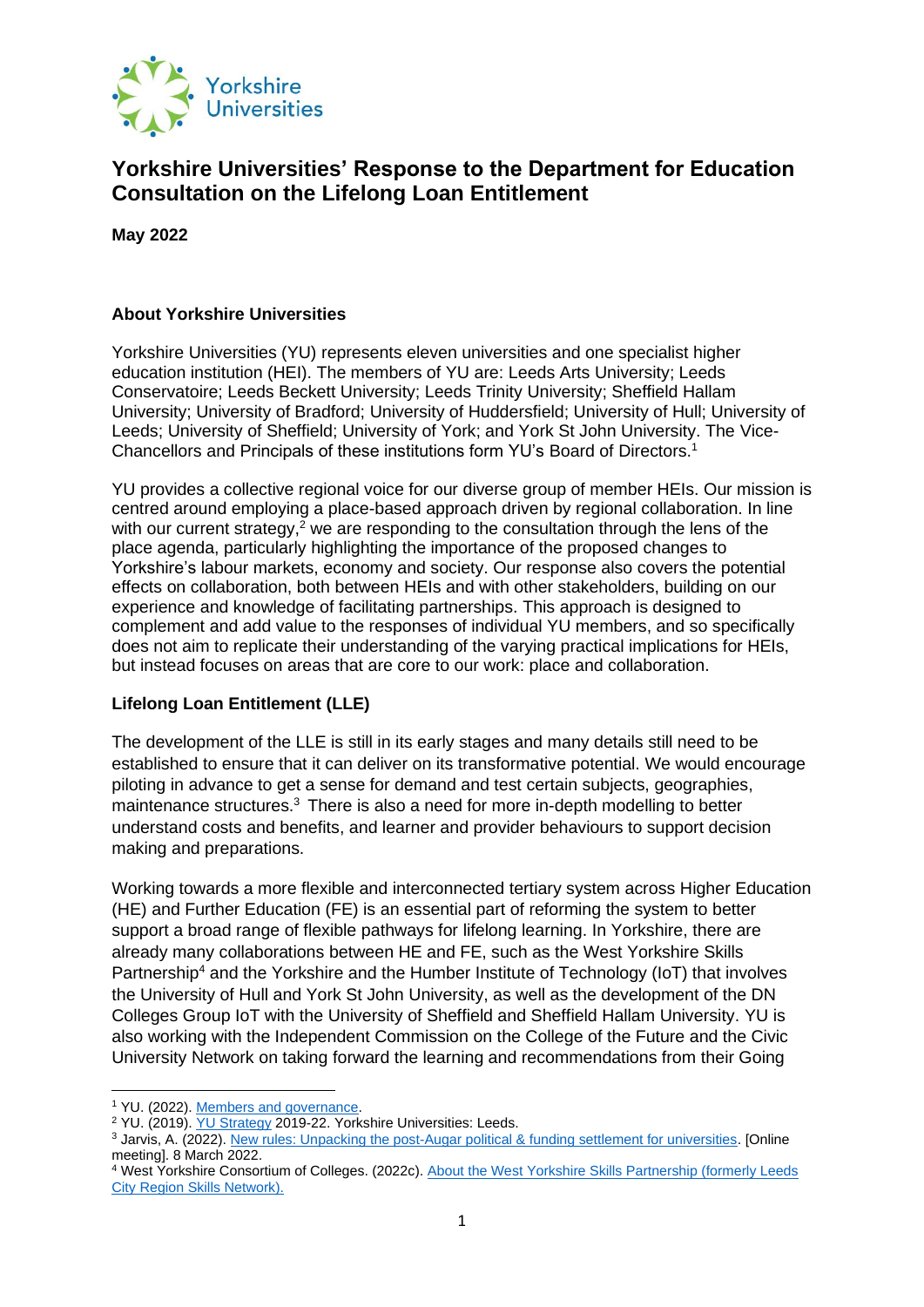# Yorkshire Universities' Response to the Department for Education Consultation on the Lifelong Loan Entitlement

**May 2022**

## About Yorkshire Universities

Yorkshire Universities (YU) represents eleven universities and one specialist higher education institution (HEI). The members of YU are: Leeds Arts University; Leeds Conservatoire; Leeds Beckett University; Leeds Trinity University; Sheffield Hallam University; University of Bradford; University of Huddersfield; University of Hull; University of Leeds; University of Sheffield; University of York; and York St John University. The Vice-Chancellors and Principals of these institutions form YU's Board of Directors.[1]

YU provides a collective regional voice for our diverse group of member HEIs. Our mission is centred around employing a place-based approach driven by regional collaboration. In line with our current strategy,[2] we are responding to the consultation through the lens of the place agenda, particularly highlighting the importance of the proposed changes to Yorkshire's labour markets, economy and society. Our response also covers the potential effects on collaboration, both between HEIs and with other stakeholders, building on our experience and knowledge of facilitating partnerships. This approach is designed to complement and add value to the responses of individual YU members, and so specifically does not aim to replicate their understanding of the varying practical implications for HEIs, but instead focuses on areas that are core to our work: place and collaboration.

## Lifelong Loan Entitlement (LLE)

The development of the LLE is still in its early stages and many details still need to be established to ensure that it can deliver on its transformative potential. We would encourage piloting in advance to get a sense for demand and test certain subjects, geographies, maintenance structures.[3] There is also a need for more in-depth modelling to better understand costs and benefits, and learner and provider behaviours to support decision making and preparations.

Working towards a more flexible and interconnected tertiary system across Higher Education (HE) and Further Education (FE) is an essential part of reforming the system to better support a broad range of flexible pathways for lifelong learning. In Yorkshire, there are already many collaborations between HE and FE, such as the West Yorkshire Skills Partnership[4] and the Yorkshire and the Humber Institute of Technology (IoT) that involves the University of Hull and York St John University, as well as the development of the DN Colleges Group IoT with the University of Sheffield and Sheffield Hallam University. YU is also working with the Independent Commission on the College of the Future and the Civic University Network on taking forward the learning and recommendations from their Going

---

[1] YU. (2022). Members and governance.
[2] YU. (2019). YU Strategy 2019-22. Yorkshire Universities: Leeds.
[3] Jarvis, A. (2022). New rules: Unpacking the post-Augar political & funding settlement for universities. [Online meeting]. 8 March 2022.
[4] West Yorkshire Consortium of Colleges. (2022c). About the West Yorkshire Skills Partnership (formerly Leeds City Region Skills Network).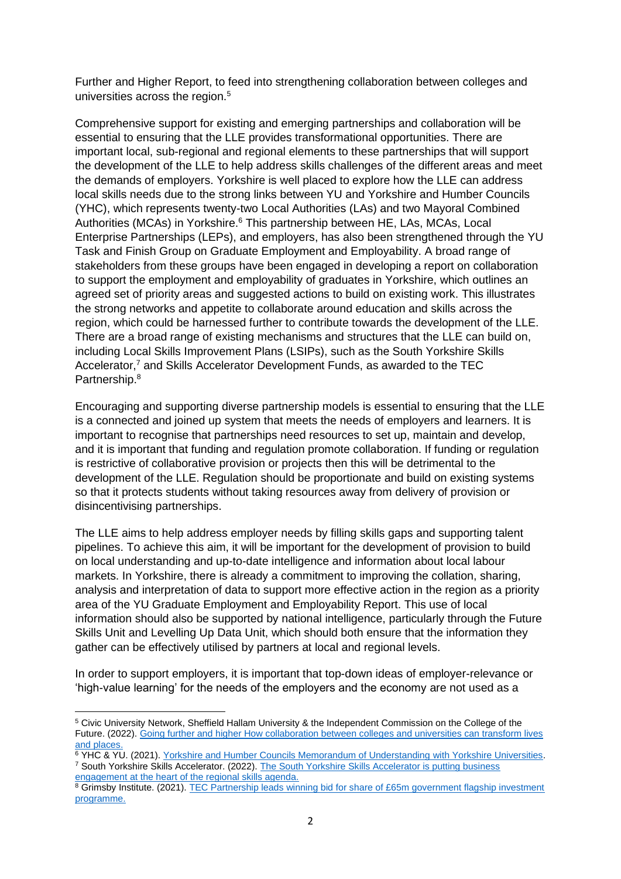Further and Higher Report, to feed into strengthening collaboration between colleges and universities across the region.[5]

Comprehensive support for existing and emerging partnerships and collaboration will be essential to ensuring that the LLE provides transformational opportunities. There are important local, sub-regional and regional elements to these partnerships that will support the development of the LLE to help address skills challenges of the different areas and meet the demands of employers. Yorkshire is well placed to explore how the LLE can address local skills needs due to the strong links between YU and Yorkshire and Humber Councils (YHC), which represents twenty-two Local Authorities (LAs) and two Mayoral Combined Authorities (MCAs) in Yorkshire.[6] This partnership between HE, LAs, MCAs, Local Enterprise Partnerships (LEPs), and employers, has also been strengthened through the YU Task and Finish Group on Graduate Employment and Employability. A broad range of stakeholders from these groups have been engaged in developing a report on collaboration to support the employment and employability of graduates in Yorkshire, which outlines an agreed set of priority areas and suggested actions to build on existing work. This illustrates the strong networks and appetite to collaborate around education and skills across the region, which could be harnessed further to contribute towards the development of the LLE. There are a broad range of existing mechanisms and structures that the LLE can build on, including Local Skills Improvement Plans (LSIPs), such as the South Yorkshire Skills Accelerator,[7] and Skills Accelerator Development Funds, as awarded to the TEC Partnership.[8]

Encouraging and supporting diverse partnership models is essential to ensuring that the LLE is a connected and joined up system that meets the needs of employers and learners. It is important to recognise that partnerships need resources to set up, maintain and develop, and it is important that funding and regulation promote collaboration. If funding or regulation is restrictive of collaborative provision or projects then this will be detrimental to the development of the LLE. Regulation should be proportionate and build on existing systems so that it protects students without taking resources away from delivery of provision or disincentivising partnerships.

The LLE aims to help address employer needs by filling skills gaps and supporting talent pipelines. To achieve this aim, it will be important for the development of provision to build on local understanding and up-to-date intelligence and information about local labour markets. In Yorkshire, there is already a commitment to improving the collation, sharing, analysis and interpretation of data to support more effective action in the region as a priority area of the YU Graduate Employment and Employability Report. This use of local information should also be supported by national intelligence, particularly through the Future Skills Unit and Levelling Up Data Unit, which should both ensure that the information they gather can be effectively utilised by partners at local and regional levels.

In order to support employers, it is important that top-down ideas of employer-relevance or 'high-value learning' for the needs of the employers and the economy are not used as a

---

[5] Civic University Network, Sheffield Hallam University & the Independent Commission on the College of the Future. (2022). Going further and higher How collaboration between colleges and universities can transform lives and places.

[6] YHC & YU. (2021). Yorkshire and Humber Councils Memorandum of Understanding with Yorkshire Universities.

[7] South Yorkshire Skills Accelerator. (2022). The South Yorkshire Skills Accelerator is putting business engagement at the heart of the regional skills agenda.

[8] Grimsby Institute. (2021). TEC Partnership leads winning bid for share of £65m government flagship investment programme.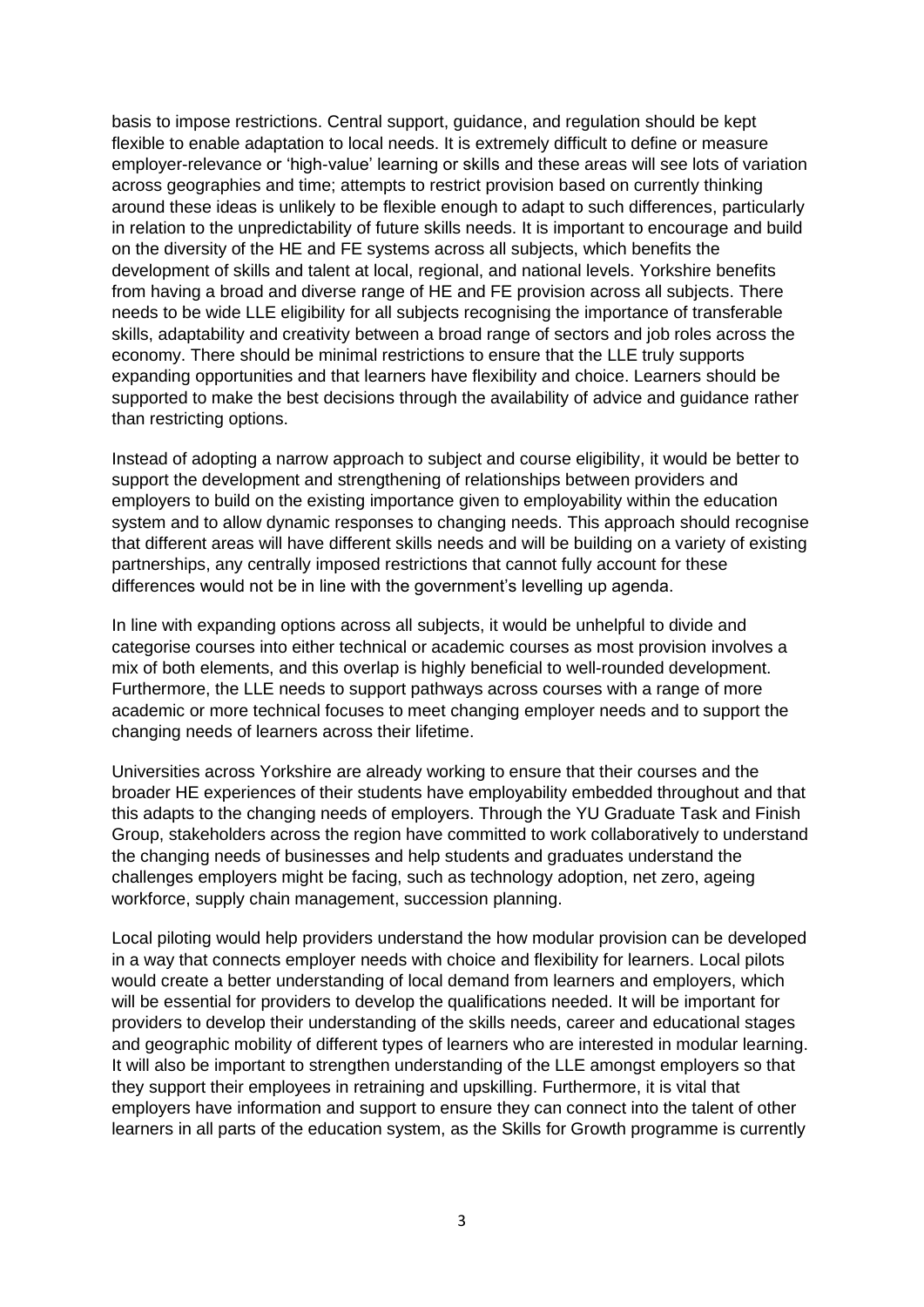basis to impose restrictions. Central support, guidance, and regulation should be kept flexible to enable adaptation to local needs. It is extremely difficult to define or measure employer-relevance or 'high-value' learning or skills and these areas will see lots of variation across geographies and time; attempts to restrict provision based on currently thinking around these ideas is unlikely to be flexible enough to adapt to such differences, particularly in relation to the unpredictability of future skills needs. It is important to encourage and build on the diversity of the HE and FE systems across all subjects, which benefits the development of skills and talent at local, regional, and national levels. Yorkshire benefits from having a broad and diverse range of HE and FE provision across all subjects. There needs to be wide LLE eligibility for all subjects recognising the importance of transferable skills, adaptability and creativity between a broad range of sectors and job roles across the economy. There should be minimal restrictions to ensure that the LLE truly supports expanding opportunities and that learners have flexibility and choice. Learners should be supported to make the best decisions through the availability of advice and guidance rather than restricting options.

Instead of adopting a narrow approach to subject and course eligibility, it would be better to support the development and strengthening of relationships between providers and employers to build on the existing importance given to employability within the education system and to allow dynamic responses to changing needs. This approach should recognise that different areas will have different skills needs and will be building on a variety of existing partnerships, any centrally imposed restrictions that cannot fully account for these differences would not be in line with the government's levelling up agenda.

In line with expanding options across all subjects, it would be unhelpful to divide and categorise courses into either technical or academic courses as most provision involves a mix of both elements, and this overlap is highly beneficial to well-rounded development. Furthermore, the LLE needs to support pathways across courses with a range of more academic or more technical focuses to meet changing employer needs and to support the changing needs of learners across their lifetime.

Universities across Yorkshire are already working to ensure that their courses and the broader HE experiences of their students have employability embedded throughout and that this adapts to the changing needs of employers. Through the YU Graduate Task and Finish Group, stakeholders across the region have committed to work collaboratively to understand the changing needs of businesses and help students and graduates understand the challenges employers might be facing, such as technology adoption, net zero, ageing workforce, supply chain management, succession planning.

Local piloting would help providers understand the how modular provision can be developed in a way that connects employer needs with choice and flexibility for learners. Local pilots would create a better understanding of local demand from learners and employers, which will be essential for providers to develop the qualifications needed. It will be important for providers to develop their understanding of the skills needs, career and educational stages and geographic mobility of different types of learners who are interested in modular learning. It will also be important to strengthen understanding of the LLE amongst employers so that they support their employees in retraining and upskilling. Furthermore, it is vital that employers have information and support to ensure they can connect into the talent of other learners in all parts of the education system, as the Skills for Growth programme is currently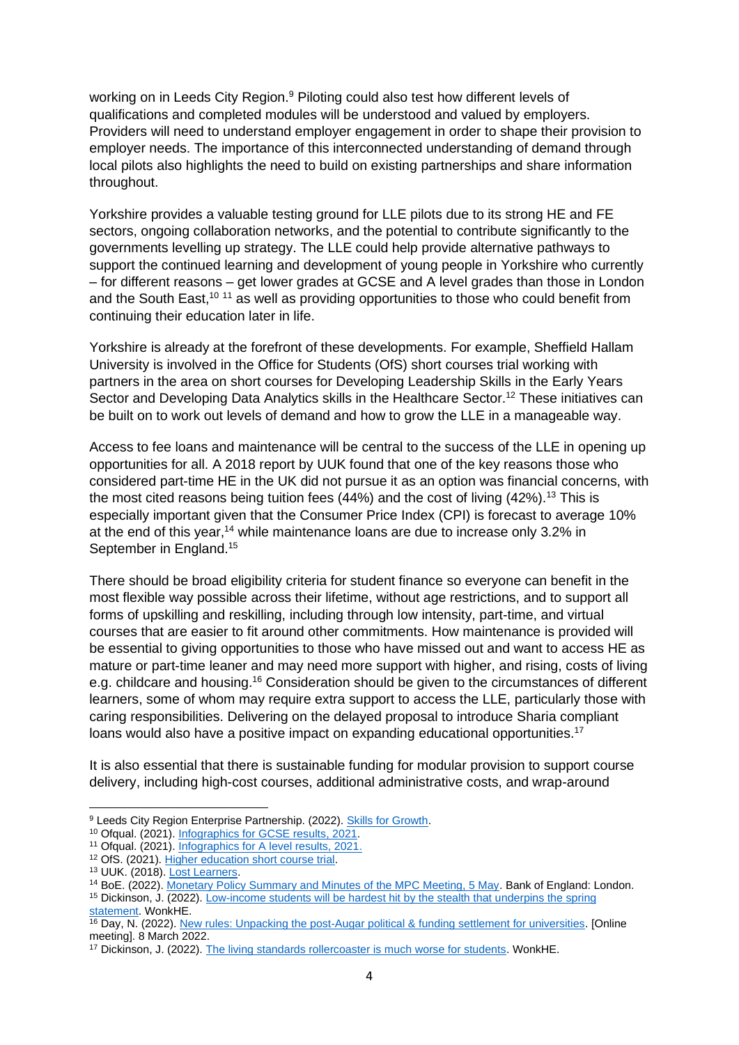working on in Leeds City Region.[9] Piloting could also test how different levels of qualifications and completed modules will be understood and valued by employers. Providers will need to understand employer engagement in order to shape their provision to employer needs. The importance of this interconnected understanding of demand through local pilots also highlights the need to build on existing partnerships and share information throughout.

Yorkshire provides a valuable testing ground for LLE pilots due to its strong HE and FE sectors, ongoing collaboration networks, and the potential to contribute significantly to the governments levelling up strategy. The LLE could help provide alternative pathways to support the continued learning and development of young people in Yorkshire who currently – for different reasons – get lower grades at GCSE and A level grades than those in London and the South East,[10] [11] as well as providing opportunities to those who could benefit from continuing their education later in life.

Yorkshire is already at the forefront of these developments. For example, Sheffield Hallam University is involved in the Office for Students (OfS) short courses trial working with partners in the area on short courses for Developing Leadership Skills in the Early Years Sector and Developing Data Analytics skills in the Healthcare Sector.[12] These initiatives can be built on to work out levels of demand and how to grow the LLE in a manageable way.

Access to fee loans and maintenance will be central to the success of the LLE in opening up opportunities for all. A 2018 report by UUK found that one of the key reasons those who considered part-time HE in the UK did not pursue it as an option was financial concerns, with the most cited reasons being tuition fees (44%) and the cost of living (42%).[13] This is especially important given that the Consumer Price Index (CPI) is forecast to average 10% at the end of this year,[14] while maintenance loans are due to increase only 3.2% in September in England.[15]

There should be broad eligibility criteria for student finance so everyone can benefit in the most flexible way possible across their lifetime, without age restrictions, and to support all forms of upskilling and reskilling, including through low intensity, part-time, and virtual courses that are easier to fit around other commitments. How maintenance is provided will be essential to giving opportunities to those who have missed out and want to access HE as mature or part-time leaner and may need more support with higher, and rising, costs of living e.g. childcare and housing.[16] Consideration should be given to the circumstances of different learners, some of whom may require extra support to access the LLE, particularly those with caring responsibilities. Delivering on the delayed proposal to introduce Sharia compliant loans would also have a positive impact on expanding educational opportunities.[17]

It is also essential that there is sustainable funding for modular provision to support course delivery, including high-cost courses, additional administrative costs, and wrap-around

---

[9] Leeds City Region Enterprise Partnership. (2022). Skills for Growth.

[10] Ofqual. (2021). Infographics for GCSE results, 2021.

[11] Ofqual. (2021). Infographics for A level results, 2021.

[12] OfS. (2021). Higher education short course trial.

[13] UUK. (2018). Lost Learners.

[14] BoE. (2022). Monetary Policy Summary and Minutes of the MPC Meeting, 5 May. Bank of England: London.

[15] Dickinson, J. (2022). Low-income students will be hardest hit by the stealth that underpins the spring statement. WonkHE.

[16] Day, N. (2022). New rules: Unpacking the post-Augar political & funding settlement for universities. [Online meeting]. 8 March 2022.

[17] Dickinson, J. (2022). The living standards rollercoaster is much worse for students. WonkHE.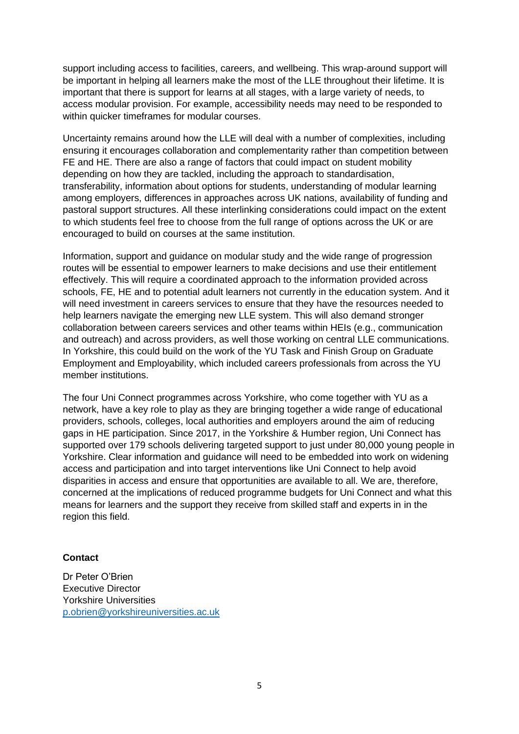support including access to facilities, careers, and wellbeing. This wrap-around support will be important in helping all learners make the most of the LLE throughout their lifetime. It is important that there is support for learns at all stages, with a large variety of needs, to access modular provision. For example, accessibility needs may need to be responded to within quicker timeframes for modular courses.

Uncertainty remains around how the LLE will deal with a number of complexities, including ensuring it encourages collaboration and complementarity rather than competition between FE and HE. There are also a range of factors that could impact on student mobility depending on how they are tackled, including the approach to standardisation, transferability, information about options for students, understanding of modular learning among employers, differences in approaches across UK nations, availability of funding and pastoral support structures. All these interlinking considerations could impact on the extent to which students feel free to choose from the full range of options across the UK or are encouraged to build on courses at the same institution.

Information, support and guidance on modular study and the wide range of progression routes will be essential to empower learners to make decisions and use their entitlement effectively. This will require a coordinated approach to the information provided across schools, FE, HE and to potential adult learners not currently in the education system. And it will need investment in careers services to ensure that they have the resources needed to help learners navigate the emerging new LLE system. This will also demand stronger collaboration between careers services and other teams within HEIs (e.g., communication and outreach) and across providers, as well those working on central LLE communications. In Yorkshire, this could build on the work of the YU Task and Finish Group on Graduate Employment and Employability, which included careers professionals from across the YU member institutions.

The four Uni Connect programmes across Yorkshire, who come together with YU as a network, have a key role to play as they are bringing together a wide range of educational providers, schools, colleges, local authorities and employers around the aim of reducing gaps in HE participation. Since 2017, in the Yorkshire & Humber region, Uni Connect has supported over 179 schools delivering targeted support to just under 80,000 young people in Yorkshire. Clear information and guidance will need to be embedded into work on widening access and participation and into target interventions like Uni Connect to help avoid disparities in access and ensure that opportunities are available to all. We are, therefore, concerned at the implications of reduced programme budgets for Uni Connect and what this means for learners and the support they receive from skilled staff and experts in in the region this field.

**Contact**

Dr Peter O'Brien
Executive Director
Yorkshire Universities
p.obrien@yorkshireuniversities.ac.uk